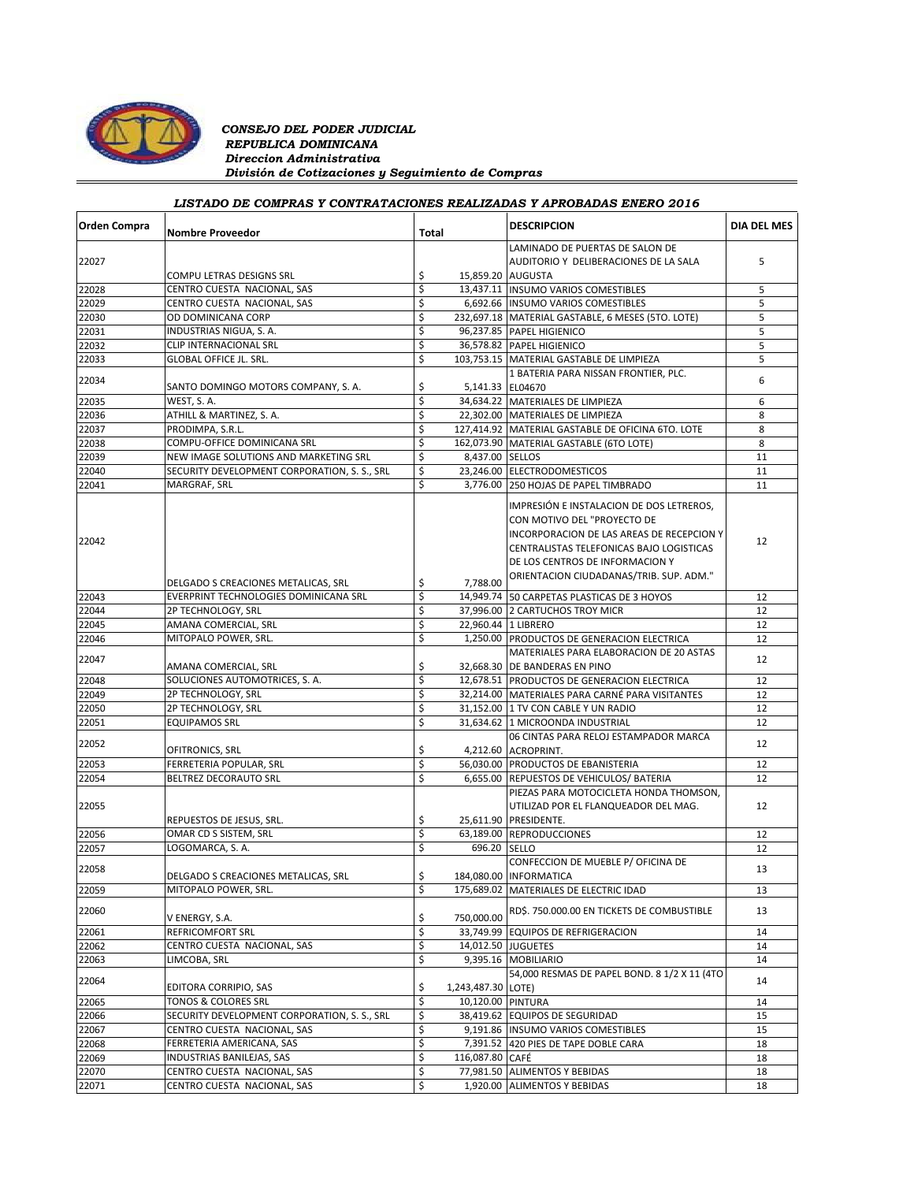*CONSEJO DEL PODER JUDICIAL*
*REPUBLICA DOMINICANA*
*Direccion Administrativa*
*División de Cotizaciones y Seguimiento de Compras*

### *LISTADO DE COMPRAS Y CONTRATACIONES REALIZADAS Y APROBADAS ENERO 2016*

| Orden Compra | Nombre Proveedor | Total | DESCRIPCION | DIA DEL MES |
|---|---|---|---|---|
| 22027 | COMPU LETRAS DESIGNS SRL | $ 15,859.20 | LAMINADO DE PUERTAS DE SALON DE AUDITORIO Y DELIBERACIONES DE LA SALA AUGUSTA | 5 |
| 22028 | CENTRO CUESTA NACIONAL, SAS | $ 13,437.11 | INSUMO VARIOS COMESTIBLES | 5 |
| 22029 | CENTRO CUESTA NACIONAL, SAS | $ 6,692.66 | INSUMO VARIOS COMESTIBLES | 5 |
| 22030 | OD DOMINICANA CORP | $ 232,697.18 | MATERIAL GASTABLE, 6 MESES (5TO. LOTE) | 5 |
| 22031 | INDUSTRIAS NIGUA, S. A. | $ 96,237.85 | PAPEL HIGIENICO | 5 |
| 22032 | CLIP INTERNACIONAL SRL | $ 36,578.82 | PAPEL HIGIENICO | 5 |
| 22033 | GLOBAL OFFICE JL. SRL. | $ 103,753.15 | MATERIAL GASTABLE DE LIMPIEZA | 5 |
| 22034 | SANTO DOMINGO MOTORS COMPANY, S. A. | $ 5,141.33 | 1 BATERIA PARA NISSAN FRONTIER, PLC. EL04670 | 6 |
| 22035 | WEST, S. A. | $ 34,634.22 | MATERIALES DE LIMPIEZA | 6 |
| 22036 | ATHILL & MARTINEZ, S. A. | $ 22,302.00 | MATERIALES DE LIMPIEZA | 8 |
| 22037 | PRODIMPA, S.R.L. | $ 127,414.92 | MATERIAL GASTABLE DE OFICINA 6TO. LOTE | 8 |
| 22038 | COMPU-OFFICE DOMINICANA SRL | $ 162,073.90 | MATERIAL GASTABLE (6TO LOTE) | 8 |
| 22039 | NEW IMAGE SOLUTIONS AND MARKETING SRL | $ 8,437.00 | SELLOS | 11 |
| 22040 | SECURITY DEVELOPMENT CORPORATION, S. S., SRL | $ 23,246.00 | ELECTRODOMESTICOS | 11 |
| 22041 | MARGRAF, SRL | $ 3,776.00 | 250 HOJAS DE PAPEL TIMBRADO | 11 |
| 22042 | DELGADO S CREACIONES METALICAS, SRL | $ 7,788.00 | IMPRESIÓN E INSTALACION DE DOS LETREROS, CON MOTIVO DEL "PROYECTO DE INCORPORACION DE LAS AREAS DE RECEPCION Y CENTRALISTAS TELEFONICAS BAJO LOGISTICAS DE LOS CENTROS DE INFORMACION Y ORIENTACION CIUDADANAS/TRIB. SUP. ADM." | 12 |
| 22043 | EVERPRINT TECHNOLOGIES DOMINICANA SRL | $ 14,949.74 | 50 CARPETAS PLASTICAS DE 3 HOYOS | 12 |
| 22044 | 2P TECHNOLOGY, SRL | $ 37,996.00 | 2 CARTUCHOS TROY MICR | 12 |
| 22045 | AMANA COMERCIAL, SRL | $ 22,960.44 | 1 LIBRERO | 12 |
| 22046 | MITOPALO POWER, SRL. | $ 1,250.00 | PRODUCTOS DE GENERACION ELECTRICA | 12 |
| 22047 | AMANA COMERCIAL, SRL | $ 32,668.30 | MATERIALES PARA ELABORACION DE 20 ASTAS DE BANDERAS EN PINO | 12 |
| 22048 | SOLUCIONES AUTOMOTRICES, S. A. | $ 12,678.51 | PRODUCTOS DE GENERACION ELECTRICA | 12 |
| 22049 | 2P TECHNOLOGY, SRL | $ 32,214.00 | MATERIALES PARA CARNÉ PARA VISITANTES | 12 |
| 22050 | 2P TECHNOLOGY, SRL | $ 31,152.00 | 1 TV CON CABLE Y UN RADIO | 12 |
| 22051 | EQUIPAMOS SRL | $ 31,634.62 | 1 MICROONDA INDUSTRIAL | 12 |
| 22052 | OFITRONICS, SRL | $ 4,212.60 | 06 CINTAS PARA RELOJ ESTAMPADOR MARCA ACROPRINT. | 12 |
| 22053 | FERRETERIA POPULAR, SRL | $ 56,030.00 | PRODUCTOS DE EBANISTERIA | 12 |
| 22054 | BELTREZ DECORAUTO SRL | $ 6,655.00 | REPUESTOS DE VEHICULOS/ BATERIA | 12 |
| 22055 | REPUESTOS DE JESUS, SRL. | $ 25,611.90 | PIEZAS PARA MOTOCICLETA HONDA THOMSON, UTILIZAD POR EL FLANQUEADOR DEL MAG. PRESIDENTE. | 12 |
| 22056 | OMAR CD S SISTEM, SRL | $ 63,189.00 | REPRODUCCIONES | 12 |
| 22057 | LOGOMARCA, S. A. | $ 696.20 | SELLO | 12 |
| 22058 | DELGADO S CREACIONES METALICAS, SRL | $ 184,080.00 | CONFECCION DE MUEBLE P/ OFICINA DE INFORMATICA | 13 |
| 22059 | MITOPALO POWER, SRL. | $ 175,689.02 | MATERIALES DE ELECTRIC IDAD | 13 |
| 22060 | V ENERGY, S.A. | $ 750,000.00 | RD$. 750.000.00 EN TICKETS DE COMBUSTIBLE | 13 |
| 22061 | REFRICOMFORT SRL | $ 33,749.99 | EQUIPOS DE REFRIGERACION | 14 |
| 22062 | CENTRO CUESTA NACIONAL, SAS | $ 14,012.50 | JUGUETES | 14 |
| 22063 | LIMCOBA, SRL | $ 9,395.16 | MOBILIARIO | 14 |
| 22064 | EDITORA CORRIPIO, SAS | $ 1,243,487.30 | 54,000 RESMAS DE PAPEL BOND. 8 1/2 X 11 (4TO LOTE) | 14 |
| 22065 | TONOS & COLORES SRL | $ 10,120.00 | PINTURA | 14 |
| 22066 | SECURITY DEVELOPMENT CORPORATION, S. S., SRL | $ 38,419.62 | EQUIPOS DE SEGURIDAD | 15 |
| 22067 | CENTRO CUESTA NACIONAL, SAS | $ 9,191.86 | INSUMO VARIOS COMESTIBLES | 15 |
| 22068 | FERRETERIA AMERICANA, SAS | $ 7,391.52 | 420 PIES DE TAPE DOBLE CARA | 18 |
| 22069 | INDUSTRIAS BANILEJAS, SAS | $ 116,087.80 | CAFÉ | 18 |
| 22070 | CENTRO CUESTA NACIONAL, SAS | $ 77,981.50 | ALIMENTOS Y BEBIDAS | 18 |
| 22071 | CENTRO CUESTA NACIONAL, SAS | $ 1,920.00 | ALIMENTOS Y BEBIDAS | 18 |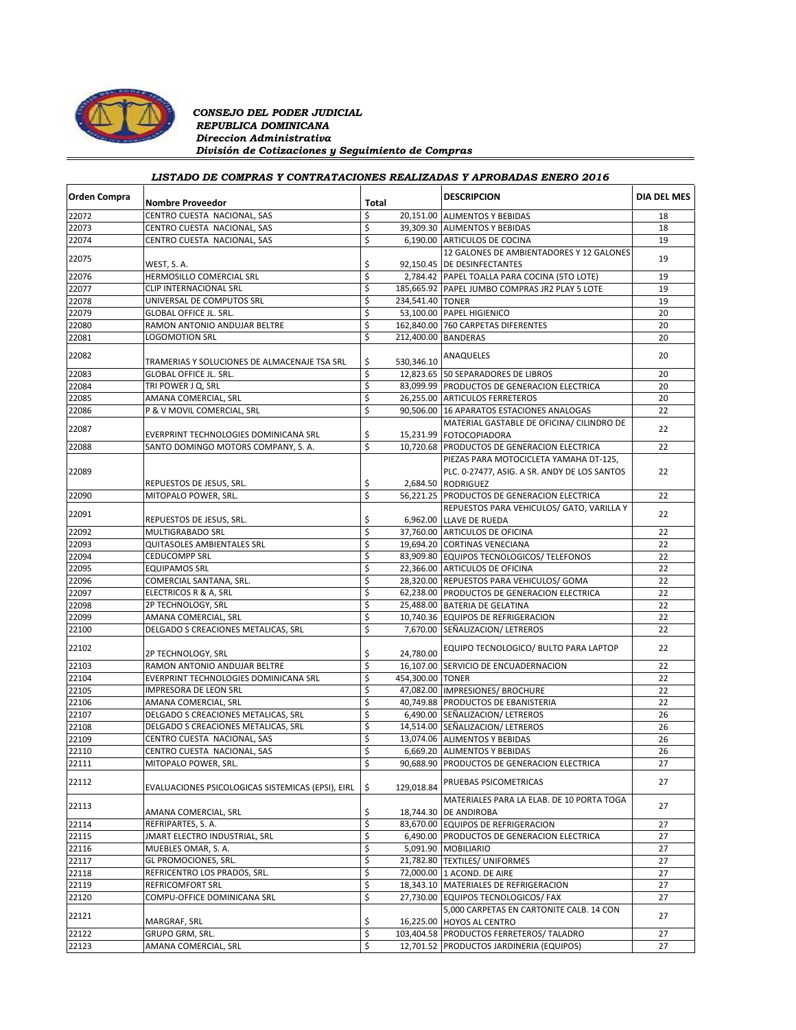*CONSEJO DEL PODER JUDICIAL*
*REPUBLICA DOMINICANA*
*Direccion Administrativa*
*División de Cotizaciones y Seguimiento de Compras*

## *LISTADO DE COMPRAS Y CONTRATACIONES REALIZADAS Y APROBADAS ENERO 2016*

| Orden Compra | Nombre Proveedor | Total | DESCRIPCION | DIA DEL MES |
|---|---|---|---|---|
| 22072 | CENTRO CUESTA NACIONAL, SAS | $ 20,151.00 | ALIMENTOS Y BEBIDAS | 18 |
| 22073 | CENTRO CUESTA NACIONAL, SAS | $ 39,309.30 | ALIMENTOS Y BEBIDAS | 18 |
| 22074 | CENTRO CUESTA NACIONAL, SAS | $ 6,190.00 | ARTICULOS DE COCINA | 19 |
| 22075 | WEST, S. A. | $ 92,150.45 | 12 GALONES DE AMBIENTADORES Y 12 GALONES DE DESINFECTANTES | 19 |
| 22076 | HERMOSILLO COMERCIAL SRL | $ 2,784.42 | PAPEL TOALLA PARA COCINA (5TO LOTE) | 19 |
| 22077 | CLIP INTERNACIONAL SRL | $ 185,665.92 | PAPEL JUMBO COMPRAS JR2 PLAY 5 LOTE | 19 |
| 22078 | UNIVERSAL DE COMPUTOS SRL | $ 234,541.40 | TONER | 19 |
| 22079 | GLOBAL OFFICE JL. SRL. | $ 53,100.00 | PAPEL HIGIENICO | 20 |
| 22080 | RAMON ANTONIO ANDUJAR BELTRE | $ 162,840.00 | 760 CARPETAS DIFERENTES | 20 |
| 22081 | LOGOMOTION SRL | $ 212,400.00 | BANDERAS | 20 |
| 22082 | TRAMERIAS Y SOLUCIONES DE ALMACENAJE TSA SRL | $ 530,346.10 | ANAQUELES | 20 |
| 22083 | GLOBAL OFFICE JL. SRL. | $ 12,823.65 | 50 SEPARADORES DE LIBROS | 20 |
| 22084 | TRI POWER J Q, SRL | $ 83,099.99 | PRODUCTOS DE GENERACION ELECTRICA | 20 |
| 22085 | AMANA COMERCIAL, SRL | $ 26,255.00 | ARTICULOS FERRETEROS | 20 |
| 22086 | P & V MOVIL COMERCIAL, SRL | $ 90,506.00 | 16 APARATOS ESTACIONES ANALOGAS | 22 |
| 22087 | EVERPRINT TECHNOLOGIES DOMINICANA SRL | $ 15,231.99 | MATERIAL GASTABLE DE OFICINA/ CILINDRO DE FOTOCOPIADORA | 22 |
| 22088 | SANTO DOMINGO MOTORS COMPANY, S. A. | $ 10,720.68 | PRODUCTOS DE GENERACION ELECTRICA | 22 |
| 22089 | REPUESTOS DE JESUS, SRL. | $ 2,684.50 | PIEZAS PARA MOTOCICLETA YAMAHA DT-125, PLC. 0-27477, ASIG. A SR. ANDY DE LOS SANTOS RODRIGUEZ | 22 |
| 22090 | MITOPALO POWER, SRL. | $ 56,221.25 | PRODUCTOS DE GENERACION ELECTRICA | 22 |
| 22091 | REPUESTOS DE JESUS, SRL. | $ 6,962.00 | REPUESTOS PARA VEHICULOS/ GATO, VARILLA Y LLAVE DE RUEDA | 22 |
| 22092 | MULTIGRABADO SRL | $ 37,760.00 | ARTICULOS DE OFICINA | 22 |
| 22093 | QUITASOLES AMBIENTALES SRL | $ 19,694.20 | CORTINAS VENECIANA | 22 |
| 22094 | CEDUCOMPP SRL | $ 83,909.80 | EQUIPOS TECNOLOGICOS/ TELEFONOS | 22 |
| 22095 | EQUIPAMOS SRL | $ 22,366.00 | ARTICULOS DE OFICINA | 22 |
| 22096 | COMERCIAL SANTANA, SRL. | $ 28,320.00 | REPUESTOS PARA VEHICULOS/ GOMA | 22 |
| 22097 | ELECTRICOS R & A, SRL | $ 62,238.00 | PRODUCTOS DE GENERACION ELECTRICA | 22 |
| 22098 | 2P TECHNOLOGY, SRL | $ 25,488.00 | BATERIA DE GELATINA | 22 |
| 22099 | AMANA COMERCIAL, SRL | $ 10,740.36 | EQUIPOS DE REFRIGERACION | 22 |
| 22100 | DELGADO S CREACIONES METALICAS, SRL | $ 7,670.00 | SEÑALIZACION/ LETREROS | 22 |
| 22102 | 2P TECHNOLOGY, SRL | $ 24,780.00 | EQUIPO TECNOLOGICO/ BULTO PARA LAPTOP | 22 |
| 22103 | RAMON ANTONIO ANDUJAR BELTRE | $ 16,107.00 | SERVICIO DE ENCUADERNACION | 22 |
| 22104 | EVERPRINT TECHNOLOGIES DOMINICANA SRL | $ 454,300.00 | TONER | 22 |
| 22105 | IMPRESORA DE LEON SRL | $ 47,082.00 | IMPRESIONES/ BROCHURE | 22 |
| 22106 | AMANA COMERCIAL, SRL | $ 40,749.88 | PRODUCTOS DE EBANISTERIA | 22 |
| 22107 | DELGADO S CREACIONES METALICAS, SRL | $ 6,490.00 | SEÑALIZACION/ LETREROS | 26 |
| 22108 | DELGADO S CREACIONES METALICAS, SRL | $ 14,514.00 | SEÑALIZACION/ LETREROS | 26 |
| 22109 | CENTRO CUESTA NACIONAL, SAS | $ 13,074.06 | ALIMENTOS Y BEBIDAS | 26 |
| 22110 | CENTRO CUESTA NACIONAL, SAS | $ 6,669.20 | ALIMENTOS Y BEBIDAS | 26 |
| 22111 | MITOPALO POWER, SRL. | $ 90,688.90 | PRODUCTOS DE GENERACION ELECTRICA | 27 |
| 22112 | EVALUACIONES PSICOLOGICAS SISTEMICAS (EPSI), EIRL | $ 129,018.84 | PRUEBAS PSICOMETRICAS | 27 |
| 22113 | AMANA COMERCIAL, SRL | $ 18,744.30 | MATERIALES PARA LA ELAB. DE 10 PORTA TOGA DE ANDIROBA | 27 |
| 22114 | REFRIPARTES, S. A. | $ 83,670.00 | EQUIPOS DE REFRIGERACION | 27 |
| 22115 | JMART ELECTRO INDUSTRIAL, SRL | $ 6,490.00 | PRODUCTOS DE GENERACION ELECTRICA | 27 |
| 22116 | MUEBLES OMAR, S. A. | $ 5,091.90 | MOBILIARIO | 27 |
| 22117 | GL PROMOCIONES, SRL. | $ 21,782.80 | TEXTILES/ UNIFORMES | 27 |
| 22118 | REFRICENTRO LOS PRADOS, SRL. | $ 72,000.00 | 1 ACOND. DE AIRE | 27 |
| 22119 | REFRICOMFORT SRL | $ 18,343.10 | MATERIALES DE REFRIGERACION | 27 |
| 22120 | COMPU-OFFICE DOMINICANA SRL | $ 27,730.00 | EQUIPOS TECNOLOGICOS/ FAX | 27 |
| 22121 | MARGRAF, SRL | $ 16,225.00 | 5,000 CARPETAS EN CARTONITE CALB. 14 CON HOYOS AL CENTRO | 27 |
| 22122 | GRUPO GRM, SRL. | $ 103,404.58 | PRODUCTOS FERRETEROS/ TALADRO | 27 |
| 22123 | AMANA COMERCIAL, SRL | $ 12,701.52 | PRODUCTOS JARDINERIA (EQUIPOS) | 27 |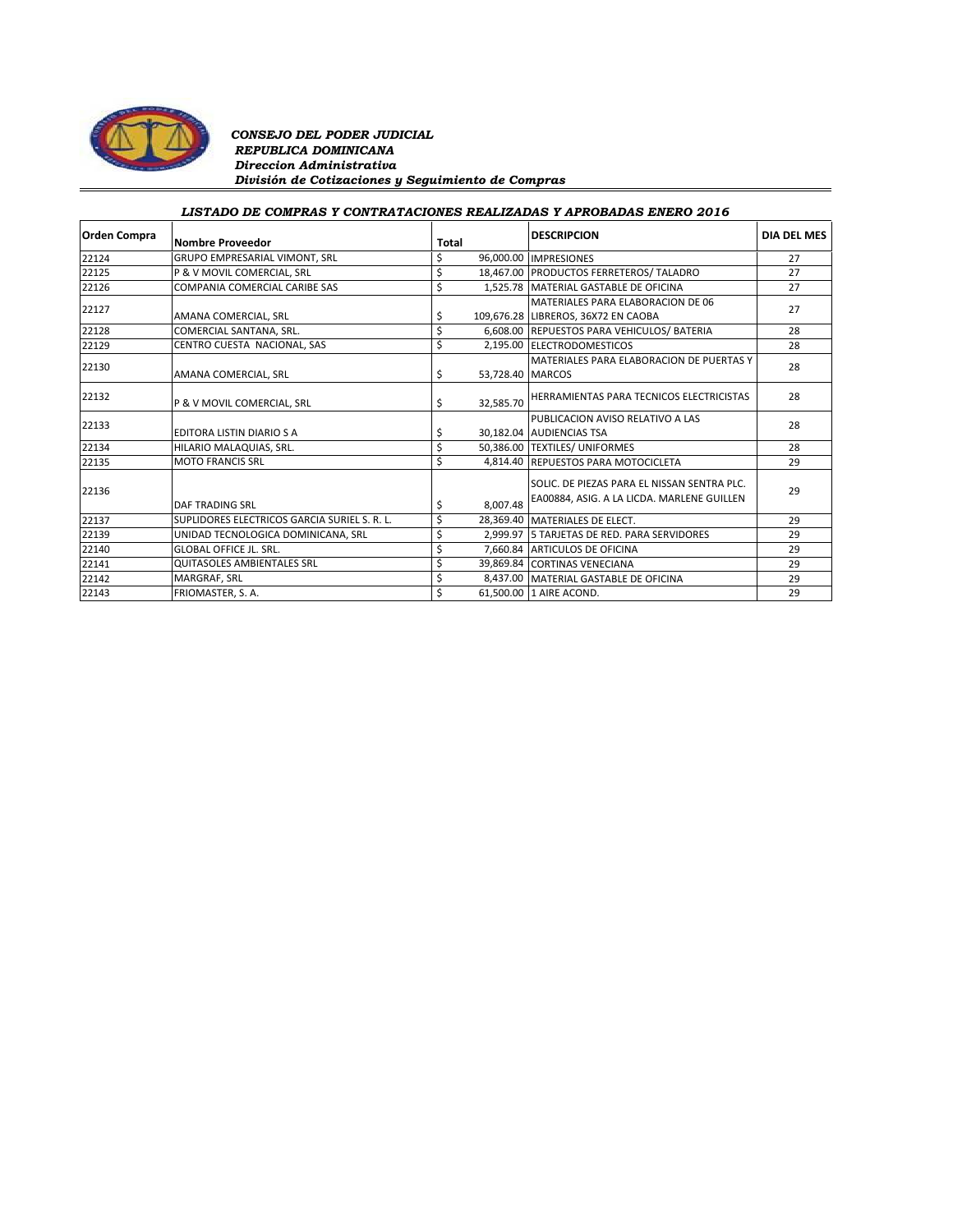*CONSEJO DEL PODER JUDICIAL*
*REPUBLICA DOMINICANA*
*Direccion Administrativa*
*División de Cotizaciones y Seguimiento de Compras*

### *LISTADO DE COMPRAS Y CONTRATACIONES REALIZADAS Y APROBADAS ENERO 2016*

| Orden Compra | Nombre Proveedor | Total | DESCRIPCION | DIA DEL MES |
|---|---|---|---|---|
| 22124 | GRUPO EMPRESARIAL VIMONT, SRL | $ 96,000.00 | IMPRESIONES | 27 |
| 22125 | P & V MOVIL COMERCIAL, SRL | $ 18,467.00 | PRODUCTOS FERRETEROS/ TALADRO | 27 |
| 22126 | COMPANIA COMERCIAL CARIBE SAS | $ 1,525.78 | MATERIAL GASTABLE DE OFICINA | 27 |
| 22127 | AMANA COMERCIAL, SRL | $ 109,676.28 | MATERIALES PARA ELABORACION DE 06 LIBREROS, 36X72 EN CAOBA | 27 |
| 22128 | COMERCIAL SANTANA, SRL. | $ 6,608.00 | REPUESTOS PARA VEHICULOS/ BATERIA | 28 |
| 22129 | CENTRO CUESTA NACIONAL, SAS | $ 2,195.00 | ELECTRODOMESTICOS | 28 |
| 22130 | AMANA COMERCIAL, SRL | $ 53,728.40 | MATERIALES PARA ELABORACION DE PUERTAS Y MARCOS | 28 |
| 22132 | P & V MOVIL COMERCIAL, SRL | $ 32,585.70 | HERRAMIENTAS PARA TECNICOS ELECTRICISTAS | 28 |
| 22133 | EDITORA LISTIN DIARIO S A | $ 30,182.04 | PUBLICACION AVISO RELATIVO A LAS AUDIENCIAS TSA | 28 |
| 22134 | HILARIO MALAQUIAS, SRL. | $ 50,386.00 | TEXTILES/ UNIFORMES | 28 |
| 22135 | MOTO FRANCIS SRL | $ 4,814.40 | REPUESTOS PARA MOTOCICLETA | 29 |
| 22136 | DAF TRADING SRL | $ 8,007.48 | SOLIC. DE PIEZAS PARA EL NISSAN SENTRA PLC. EA00884, ASIG. A LA LICDA. MARLENE GUILLEN | 29 |
| 22137 | SUPLIDORES ELECTRICOS GARCIA SURIEL S. R. L. | $ 28,369.40 | MATERIALES DE ELECT. | 29 |
| 22139 | UNIDAD TECNOLOGICA DOMINICANA, SRL | $ 2,999.97 | 5 TARJETAS DE RED. PARA SERVIDORES | 29 |
| 22140 | GLOBAL OFFICE JL. SRL. | $ 7,660.84 | ARTICULOS DE OFICINA | 29 |
| 22141 | QUITASOLES AMBIENTALES SRL | $ 39,869.84 | CORTINAS VENECIANA | 29 |
| 22142 | MARGRAF, SRL | $ 8,437.00 | MATERIAL GASTABLE DE OFICINA | 29 |
| 22143 | FRIOMASTER, S. A. | $ 61,500.00 | 1 AIRE ACOND. | 29 |